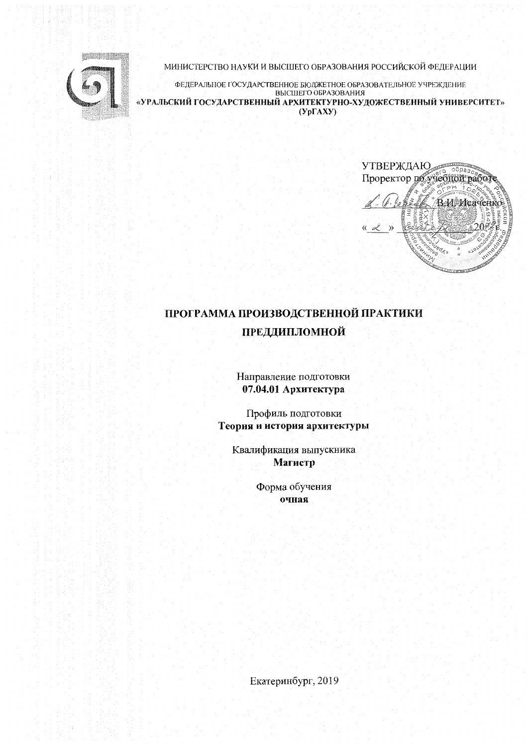МИНИСТЕРСТВО НАУКИ И ВЫСШЕГО ОБРАЗОВАНИЯ РОССИЙСКОЙ ФЕДЕРАЦИИ

ФЕДЕРАЛЬНОЕ ГОСУДАРСТВЕННОЕ БЮДЖЕТНОЕ ОБРАЗОВАТЕЛЬНОЕ УЧРЕЖДЕНИЕ ВЫСШЕГО ОБРАЗОВАНИЯ
**«УРАЛЬСКИЙ ГОСУДАРСТВЕННЫЙ АРХИТЕКТУРНО-ХУДОЖЕСТВЕННЫЙ УНИВЕРСИТЕТ»**
**(УрГАХУ)**

УТВЕРЖДАЮ
Проректор по учебной работе
_________ В.И. Исаченко
«__» ________ 20__ г.

# ПРОГРАММА ПРОИЗВОДСТВЕННОЙ ПРАКТИКИ ПРЕДДИПЛОМНОЙ

Направление подготовки
**07.04.01 Архитектура**

Профиль подготовки
**Теория и история архитектуры**

Квалификация выпускника
**Магистр**

Форма обучения
**очная**

Екатеринбург, 2019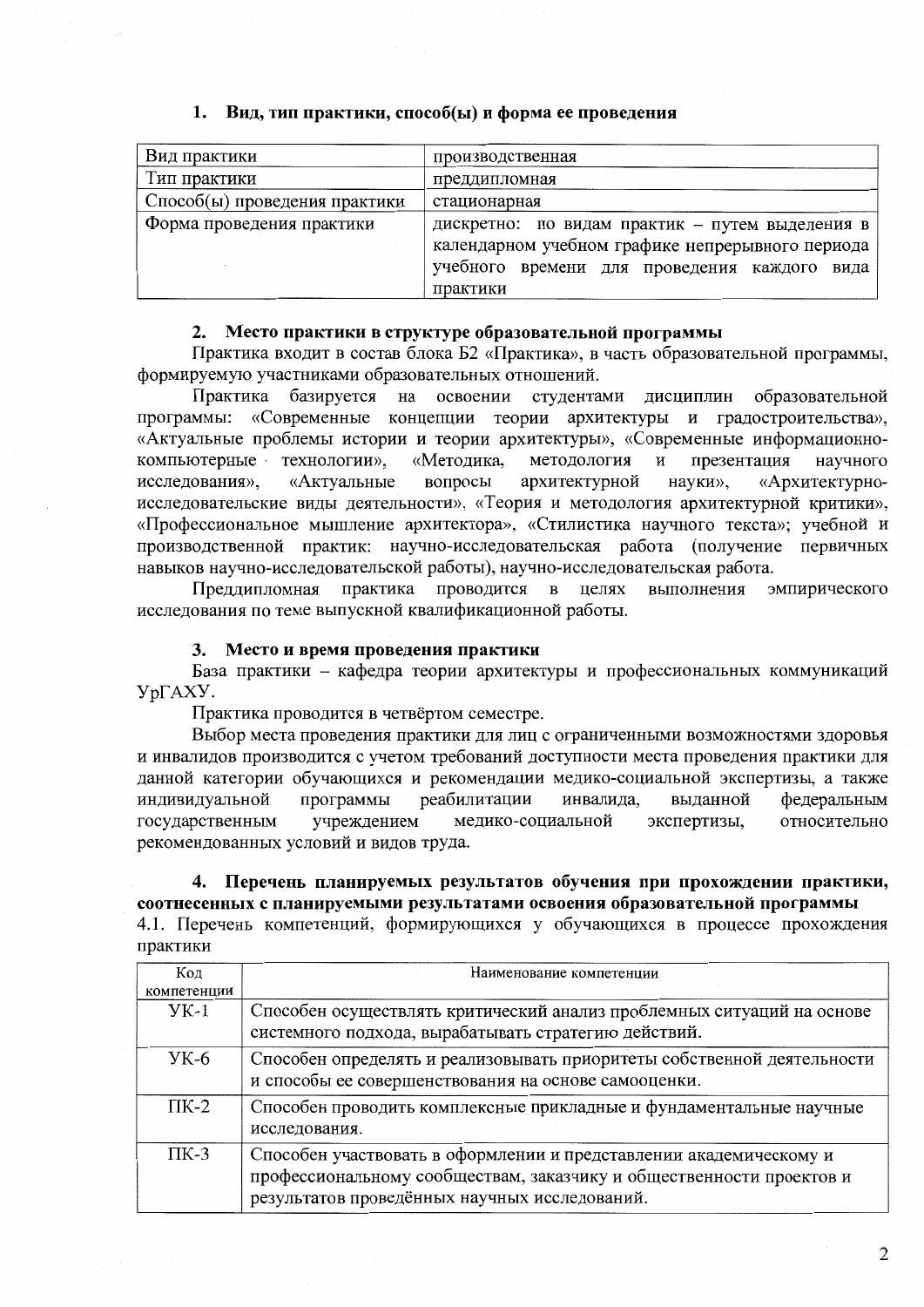## 1. Вид, тип практики, способ(ы) и форма ее проведения

| Вид практики | производственная |
|---|---|
| Тип практики | преддипломная |
| Способ(ы) проведения практики | стационарная |
| Форма проведения практики | дискретно: по видам практик – путем выделения в календарном учебном графике непрерывного периода учебного времени для проведения каждого вида практики |

## 2. Место практики в структуре образовательной программы

Практика входит в состав блока Б2 «Практика», в часть образовательной программы, формируемую участниками образовательных отношений.

Практика базируется на освоении студентами дисциплин образовательной программы: «Современные концепции теории архитектуры и градостроительства», «Актуальные проблемы истории и теории архитектуры», «Современные информационно-компьютерные технологии», «Методика, методология и презентация научного исследования», «Актуальные вопросы архитектурной науки», «Архитектурно-исследовательские виды деятельности», «Теория и методология архитектурной критики», «Профессиональное мышление архитектора», «Стилистика научного текста»; учебной и производственной практик: научно-исследовательская работа (получение первичных навыков научно-исследовательской работы), научно-исследовательская работа.

Преддипломная практика проводится в целях выполнения эмпирического исследования по теме выпускной квалификационной работы.

## 3. Место и время проведения практики

База практики – кафедра теории архитектуры и профессиональных коммуникаций УрГАХУ.

Практика проводится в четвёртом семестре.

Выбор места проведения практики для лиц с ограниченными возможностями здоровья и инвалидов производится с учетом требований доступности места проведения практики для данной категории обучающихся и рекомендации медико-социальной экспертизы, а также индивидуальной программы реабилитации инвалида, выданной федеральным государственным учреждением медико-социальной экспертизы, относительно рекомендованных условий и видов труда.

## 4. Перечень планируемых результатов обучения при прохождении практики, соотнесенных с планируемыми результатами освоения образовательной программы

4.1. Перечень компетенций, формирующихся у обучающихся в процессе прохождения практики

| Код компетенции | Наименование компетенции |
|---|---|
| УК-1 | Способен осуществлять критический анализ проблемных ситуаций на основе системного подхода, вырабатывать стратегию действий. |
| УК-6 | Способен определять и реализовывать приоритеты собственной деятельности и способы ее совершенствования на основе самооценки. |
| ПК-2 | Способен проводить комплексные прикладные и фундаментальные научные исследования. |
| ПК-3 | Способен участвовать в оформлении и представлении академическому и профессиональному сообществам, заказчику и общественности проектов и результатов проведённых научных исследований. |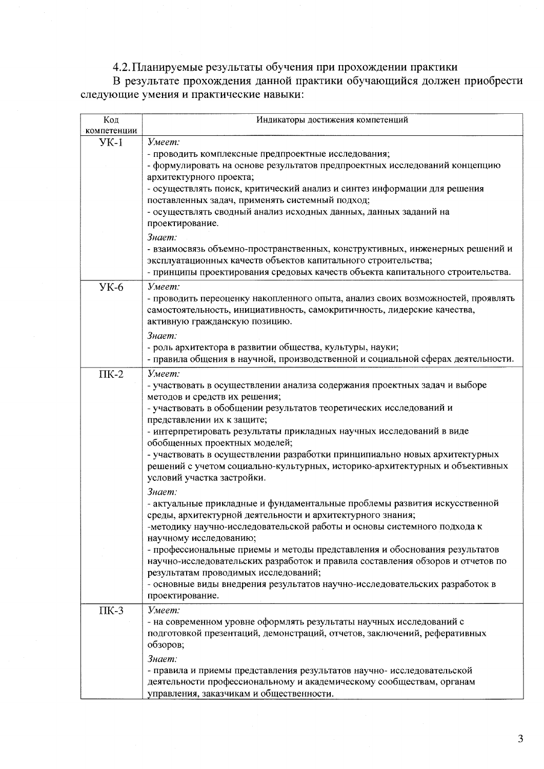### 4.2. Планируемые результаты обучения при прохождении практики

В результате прохождения данной практики обучающийся должен приобрести следующие умения и практические навыки:

| Код компетенции | Индикаторы достижения компетенций |
|---|---|
| УК-1 | *Умеет:*<br>- проводить комплексные предпроектные исследования;<br>- формулировать на основе результатов предпроектных исследований концепцию архитектурного проекта;<br>- осуществлять поиск, критический анализ и синтез информации для решения поставленных задач, применять системный подход;<br>- осуществлять сводный анализ исходных данных, данных заданий на проектирование.<br>*Знает:*<br>- взаимосвязь объемно-пространственных, конструктивных, инженерных решений и эксплуатационных качеств объектов капитального строительства;<br>- принципы проектирования средовых качеств объекта капитального строительства. |
| УК-6 | *Умеет:*<br>- проводить переоценку накопленного опыта, анализ своих возможностей, проявлять самостоятельность, инициативность, самокритичность, лидерские качества, активную гражданскую позицию.<br>*Знает:*<br>- роль архитектора в развитии общества, культуры, науки;<br>- правила общения в научной, производственной и социальной сферах деятельности. |
| ПК-2 | *Умеет:*<br>- участвовать в осуществлении анализа содержания проектных задач и выборе методов и средств их решения;<br>- участвовать в обобщении результатов теоретических исследований и представлении их к защите;<br>- интерпретировать результаты прикладных научных исследований в виде обобщенных проектных моделей;<br>- участвовать в осуществлении разработки принципиально новых архитектурных решений с учетом социально-культурных, историко-архитектурных и объективных условий участка застройки.<br>*Знает:*<br>- актуальные прикладные и фундаментальные проблемы развития искусственной среды, архитектурной деятельности и архитектурного знания;<br>-методику научно-исследовательской работы и основы системного подхода к научному исследованию;<br>- профессиональные приемы и методы представления и обоснования результатов научно-исследовательских разработок и правила составления обзоров и отчетов по результатам проводимых исследований;<br>- основные виды внедрения результатов научно-исследовательских разработок в проектирование. |
| ПК-3 | *Умеет:*<br>- на современном уровне оформлять результаты научных исследований с подготовкой презентаций, демонстраций, отчетов, заключений, реферативных обзоров;<br>*Знает:*<br>- правила и приемы представления результатов научно- исследовательской деятельности профессиональному и академическому сообществам, органам управления, заказчикам и общественности. |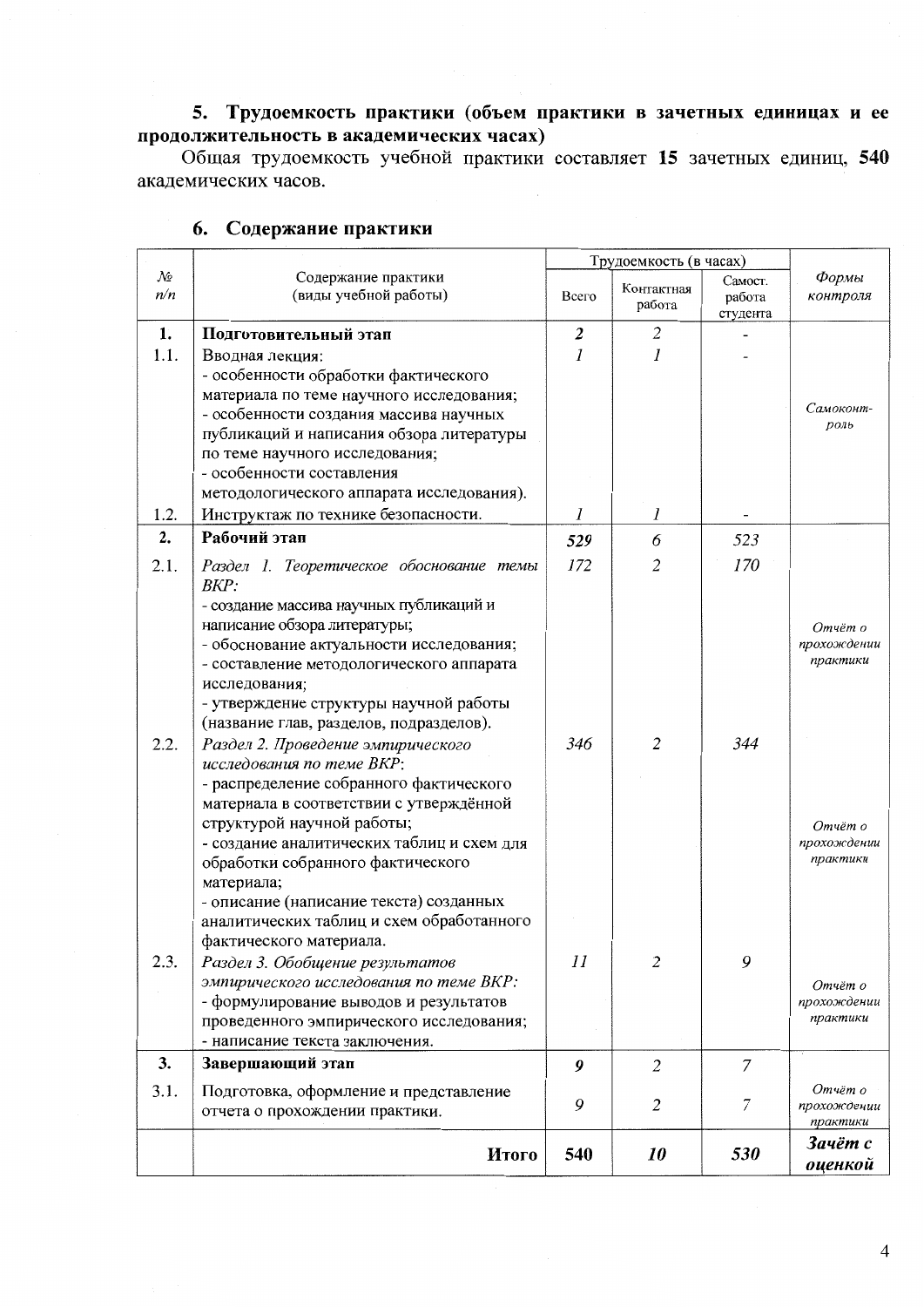## 5. Трудоемкость практики (объем практики в зачетных единицах и ее продолжительность в академических часах)

Общая трудоемкость учебной практики составляет **15** зачетных единиц, **540** академических часов.

## 6. Содержание практики

| № п/п | Содержание практики (виды учебной работы) | Трудоемкость (в часах) | | | *Формы контроля* |
|---|---|---|---|---|---|
| | | Всего | Контактная работа | Самост. работа студента | |
| **1.** | **Подготовительный этап** | ***2*** | *2* | - | |
| 1.1. | Вводная лекция:<br>- особенности обработки фактического материала по теме научного исследования;<br>- особенности создания массива научных публикаций и написания обзора литературы по теме научного исследования;<br>- особенности составления методологического аппарата исследования). | *1* | *1* | - | *Самоконтроль* |
| 1.2. | Инструктаж по технике безопасности. | *1* | *1* | - | |
| **2.** | **Рабочий этап** | ***529*** | *6* | *523* | |
| 2.1. | *Раздел 1. Теоретическое обоснование темы ВКР:*<br>- создание массива научных публикаций и написание обзора литературы;<br>- обоснование актуальности исследования;<br>- составление методологического аппарата исследования;<br>- утверждение структуры научной работы (название глав, разделов, подразделов). | *172* | *2* | *170* | *Отчёт о прохождении практики* |
| 2.2. | *Раздел 2. Проведение эмпирического исследования по теме ВКР:*<br>- распределение собранного фактического материала в соответствии с утверждённой структурой научной работы;<br>- создание аналитических таблиц и схем для обработки собранного фактического материала;<br>- описание (написание текста) созданных аналитических таблиц и схем обработанного фактического материала. | *346* | *2* | *344* | *Отчёт о прохождении практики* |
| 2.3. | *Раздел 3. Обобщение результатов эмпирического исследования по теме ВКР:*<br>- формулирование выводов и результатов проведенного эмпирического исследования;<br>- написание текста заключения. | *11* | *2* | *9* | *Отчёт о прохождении практики* |
| **3.** | **Завершающий этап** | ***9*** | *2* | *7* | |
| 3.1. | Подготовка, оформление и представление отчета о прохождении практики. | *9* | *2* | *7* | *Отчёт о прохождении практики* |
| | **Итого** | **540** | ***10*** | ***530*** | ***Зачёт с оценкой*** |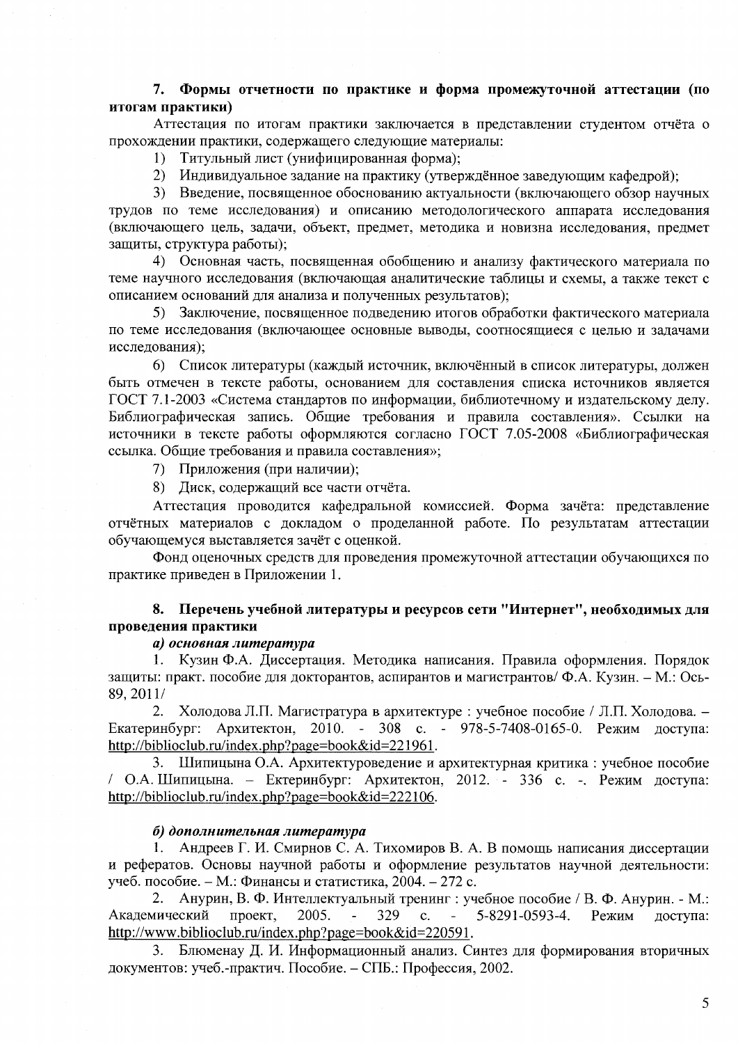## 7. Формы отчетности по практике и форма промежуточной аттестации (по итогам практики)

Аттестация по итогам практики заключается в представлении студентом отчёта о прохождении практики, содержащего следующие материалы:

1) Титульный лист (унифицированная форма);
2) Индивидуальное задание на практику (утверждённое заведующим кафедрой);
3) Введение, посвященное обоснованию актуальности (включающего обзор научных трудов по теме исследования) и описанию методологического аппарата исследования (включающего цель, задачи, объект, предмет, методика и новизна исследования, предмет защиты, структура работы);
4) Основная часть, посвященная обобщению и анализу фактического материала по теме научного исследования (включающая аналитические таблицы и схемы, а также текст с описанием оснований для анализа и полученных результатов);
5) Заключение, посвящённое подведению итогов обработки фактического материала по теме исследования (включающее основные выводы, соотносящиеся с целью и задачами исследования);
6) Список литературы (каждый источник, включённый в список литературы, должен быть отмечен в тексте работы, основанием для составления списка источников является ГОСТ 7.1-2003 «Система стандартов по информации, библиотечному и издательскому делу. Библиографическая запись. Общие требования и правила составления». Ссылки на источники в тексте работы оформляются согласно ГОСТ 7.05-2008 «Библиографическая ссылка. Общие требования и правила составления»;
7) Приложения (при наличии);
8) Диск, содержащий все части отчёта.

Аттестация проводится кафедральной комиссией. Форма зачёта: представление отчётных материалов с докладом о проделанной работе. По результатам аттестации обучающемуся выставляется зачёт с оценкой.

Фонд оценочных средств для проведения промежуточной аттестации обучающихся по практике приведен в Приложении 1.

## 8. Перечень учебной литературы и ресурсов сети "Интернет", необходимых для проведения практики

***а) основная литература***

1. Кузин Ф.А. Диссертация. Методика написания. Правила оформления. Порядок защиты: практ. пособие для докторантов, аспирантов и магистрантов/ Ф.А. Кузин. – М.: Ось-89, 2011/
2. Холодова Л.П. Магистратура в архитектуре : учебное пособие / Л.П. Холодова. – Екатеринбург: Архитектон, 2010. - 308 с. - 978-5-7408-0165-0. Режим доступа: http://biblioclub.ru/index.php?page=book&id=221961.
3. Шипицына О.А. Архитектуроведение и архитектурная критика : учебное пособие / О.А. Шипицына. – Ектеринбург: Архитектон, 2012. - 336 с. -. Режим доступа: http://biblioclub.ru/index.php?page=book&id=222106.

***б) дополнительная литература***

1. Андреев Г. И. Смирнов С. А. Тихомиров В. А. В помощь написания диссертации и рефератов. Основы научной работы и оформление результатов научной деятельности: учеб. пособие. – М.: Финансы и статистика, 2004. – 272 с.
2. Анурин, В. Ф. Интеллектуальный тренинг : учебное пособие / В. Ф. Анурин. - М.: Академический проект, 2005. - 329 с. - 5-8291-0593-4. Режим доступа: http://www.biblioclub.ru/index.php?page=book&id=220591.
3. Блюменау Д. И. Информационный анализ. Синтез для формирования вторичных документов: учеб.-практич. Пособие. – СПБ.: Профессия, 2002.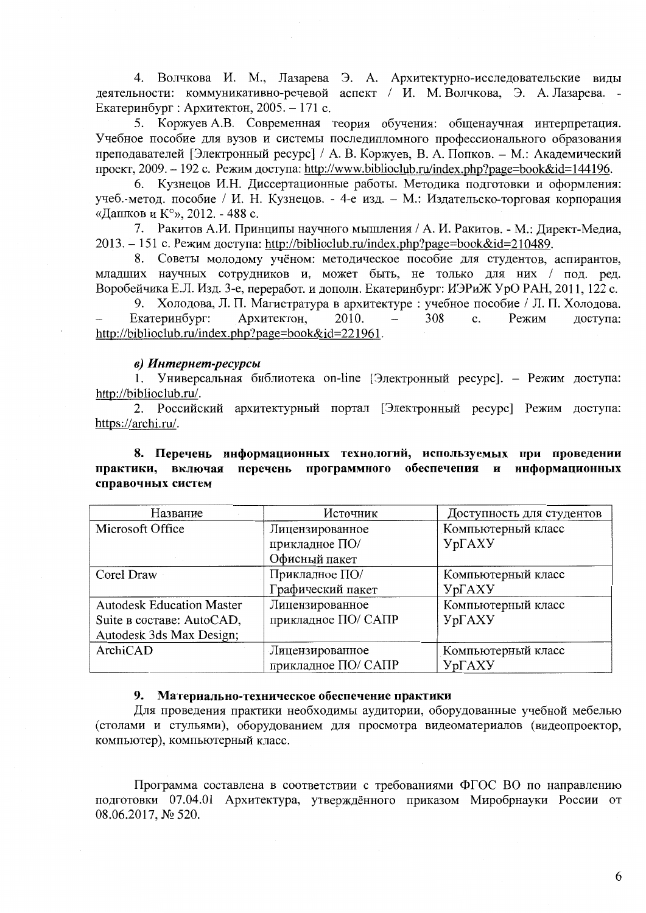4. Волчкова И. М., Лазарева Э. А. Архитектурно-исследовательские виды деятельности: коммуникативно-речевой аспект / И. М. Волчкова, Э. А. Лазарева. - Екатеринбург : Архитектон, 2005. – 171 с.

5. Коржуев А.В. Современная теория обучения: общенаучная интерпретация. Учебное пособие для вузов и системы последипломного профессионального образования преподавателей [Электронный ресурс] / А. В. Коржуев, В. А. Попков. – М.: Академический проект, 2009. – 192 с. Режим доступа: http://www.biblioclub.ru/index.php?page=book&id=144196.

6. Кузнецов И.Н. Диссертационные работы. Методика подготовки и оформления: учеб.-метод. пособие / И. Н. Кузнецов. - 4-е изд. – М.: Издательско-торговая корпорация «Дашков и К°», 2012. - 488 с.

7. Ракитов А.И. Принципы научного мышления / А. И. Ракитов. - М.: Директ-Медиа, 2013. – 151 с. Режим доступа: http://biblioclub.ru/index.php?page=book&id=210489.

8. Советы молодому учёному: методическое пособие для студентов, аспирантов, младших научных сотрудников и, может быть, не только для них / под. ред. Воробейчика Е.Л. Изд. 3-е, переработ. и дополн. Екатеринбург: ИЭРиЖ УрО РАН, 2011, 122 с.

9. Холодова, Л. П. Магистратура в архитектуре : учебное пособие / Л. П. Холодова. – Екатеринбург: Архитектон, 2010. – 308 с. Режим доступа: http://biblioclub.ru/index.php?page=book&id=221961.

***в) Интернет-ресурсы***

1. Универсальная библиотека on-line [Электронный ресурс]. – Режим доступа: http://biblioclub.ru/.
2. Российский архитектурный портал [Электронный ресурс] Режим доступа: https://archi.ru/.

## 8. Перечень информационных технологий, используемых при проведении практики, включая перечень программного обеспечения и информационных справочных систем

| Название | Источник | Доступность для студентов |
|---|---|---|
| Microsoft Office | Лицензированное прикладное ПО/ Офисный пакет | Компьютерный класс УрГАХУ |
| Corel Draw | Прикладное ПО/ Графический пакет | Компьютерный класс УрГАХУ |
| Autodesk Education Master Suite в составе: AutoCAD, Autodesk 3ds Max Design; | Лицензированное прикладное ПО/ САПР | Компьютерный класс УрГАХУ |
| ArchiCAD | Лицензированное прикладное ПО/ САПР | Компьютерный класс УрГАХУ |

## 9. Материально-техническое обеспечение практики

Для проведения практики необходимы аудитории, оборудованные учебной мебелью (столами и стульями), оборудованием для просмотра видеоматериалов (видеопроектор, компьютер), компьютерный класс.

Программа составлена в соответствии с требованиями ФГОС ВО по направлению подготовки 07.04.01 Архитектура, утверждённого приказом Миробрнауки России от 08.06.2017, № 520.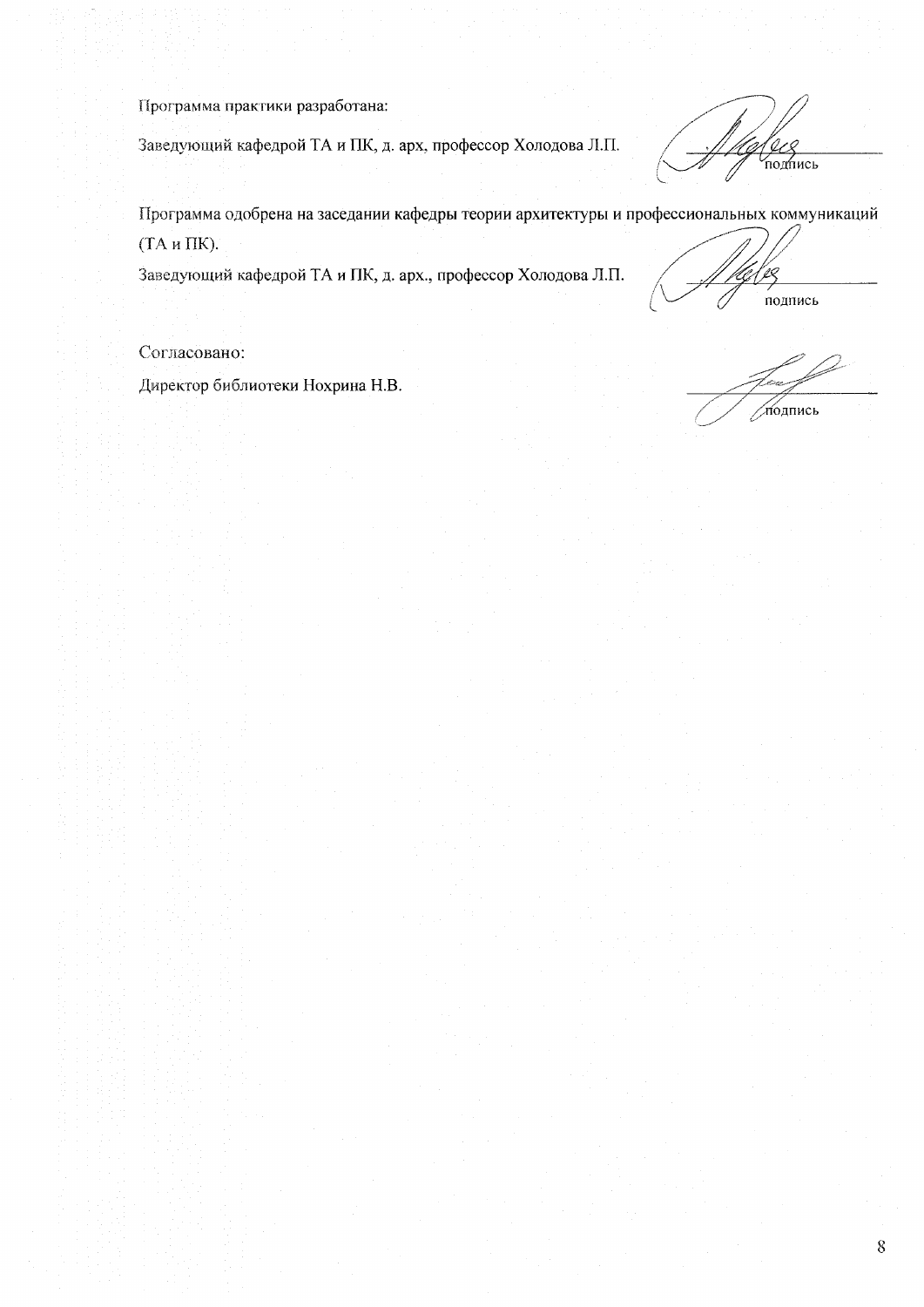Программа практики разработана:

Заведующий кафедрой ТА и ПК, д. арх, профессор Холодова Л.П. _____________ подпись

Программа одобрена на заседании кафедры теории архитектуры и профессиональных коммуникаций (ТА и ПК).

Заведующий кафедрой ТА и ПК, д. арх., профессор Холодова Л.П. _____________ подпись

Согласовано:

Директор библиотеки Нохрина Н.В. _____________ подпись